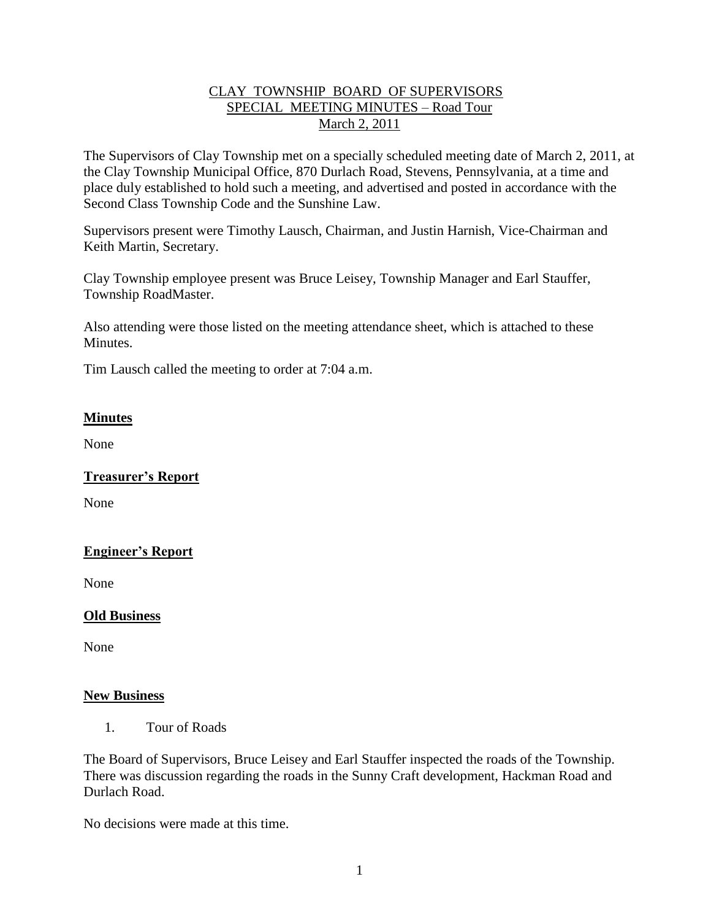CLAY TOWNSHIP BOARD OF SUPERVISORS
SPECIAL MEETING MINUTES – Road Tour
March 2, 2011

The Supervisors of Clay Township met on a specially scheduled meeting date of March 2, 2011, at the Clay Township Municipal Office, 870 Durlach Road, Stevens, Pennsylvania, at a time and place duly established to hold such a meeting, and advertised and posted in accordance with the Second Class Township Code and the Sunshine Law.

Supervisors present were Timothy Lausch, Chairman, and Justin Harnish, Vice-Chairman and Keith Martin, Secretary.

Clay Township employee present was Bruce Leisey, Township Manager and Earl Stauffer, Township RoadMaster.

Also attending were those listed on the meeting attendance sheet, which is attached to these Minutes.

Tim Lausch called the meeting to order at 7:04 a.m.

**Minutes**

None

**Treasurer's Report**

None

**Engineer's Report**

None

**Old Business**

None

**New Business**

1. Tour of Roads

The Board of Supervisors, Bruce Leisey and Earl Stauffer inspected the roads of the Township. There was discussion regarding the roads in the Sunny Craft development, Hackman Road and Durlach Road.

No decisions were made at this time.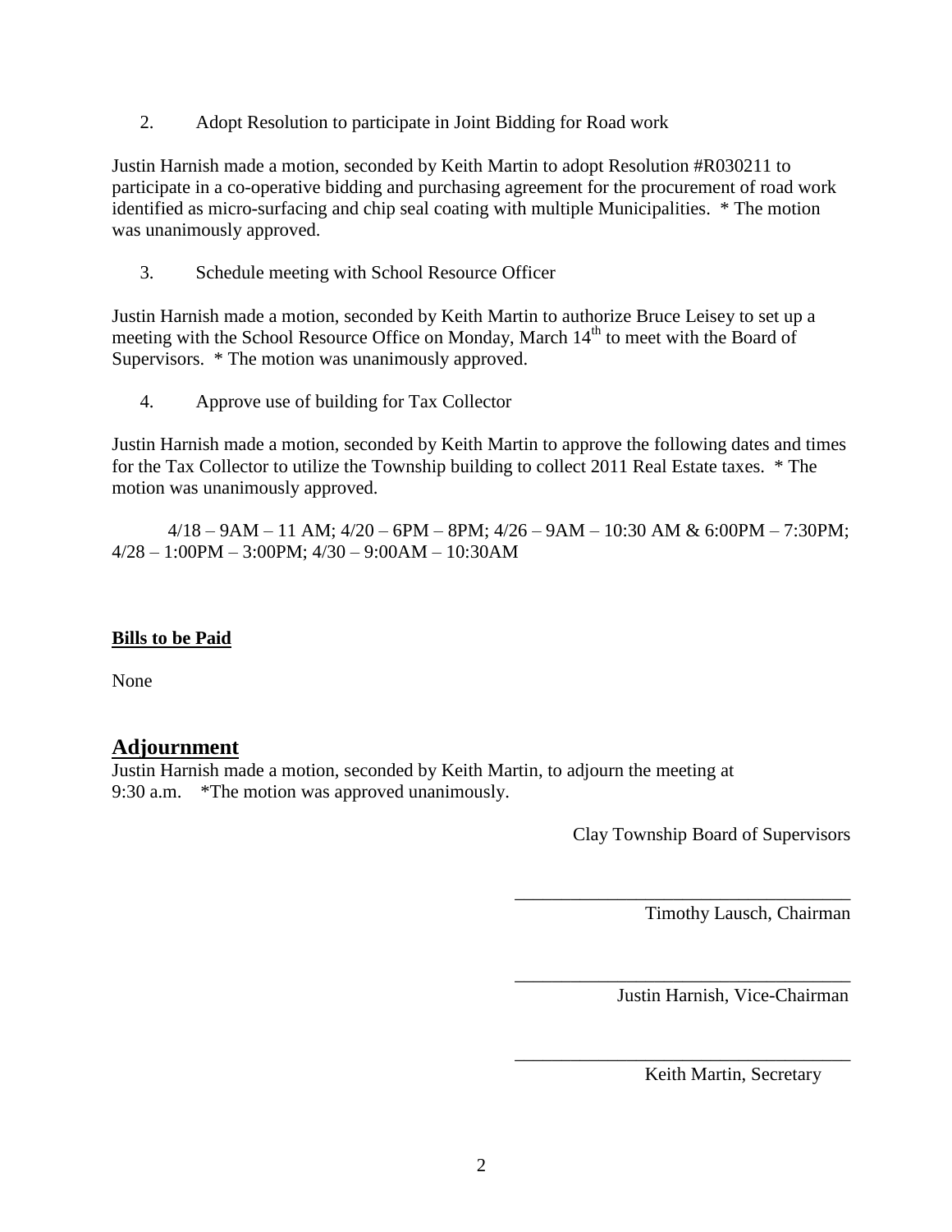2. Adopt Resolution to participate in Joint Bidding for Road work

Justin Harnish made a motion, seconded by Keith Martin to adopt Resolution #R030211 to participate in a co-operative bidding and purchasing agreement for the procurement of road work identified as micro-surfacing and chip seal coating with multiple Municipalities. * The motion was unanimously approved.

3. Schedule meeting with School Resource Officer

Justin Harnish made a motion, seconded by Keith Martin to authorize Bruce Leisey to set up a meeting with the School Resource Office on Monday, March 14th to meet with the Board of Supervisors. * The motion was unanimously approved.

4. Approve use of building for Tax Collector

Justin Harnish made a motion, seconded by Keith Martin to approve the following dates and times for the Tax Collector to utilize the Township building to collect 2011 Real Estate taxes. * The motion was unanimously approved.

4/18 – 9AM – 11 AM; 4/20 – 6PM – 8PM; 4/26 – 9AM – 10:30 AM & 6:00PM – 7:30PM; 4/28 – 1:00PM – 3:00PM; 4/30 – 9:00AM – 10:30AM

**Bills to be Paid**

None

## Adjournment

Justin Harnish made a motion, seconded by Keith Martin, to adjourn the meeting at 9:30 a.m. *The motion was approved unanimously.

Clay Township Board of Supervisors

_____________________________________
Timothy Lausch, Chairman

_____________________________________
Justin Harnish, Vice-Chairman

_____________________________________
Keith Martin, Secretary